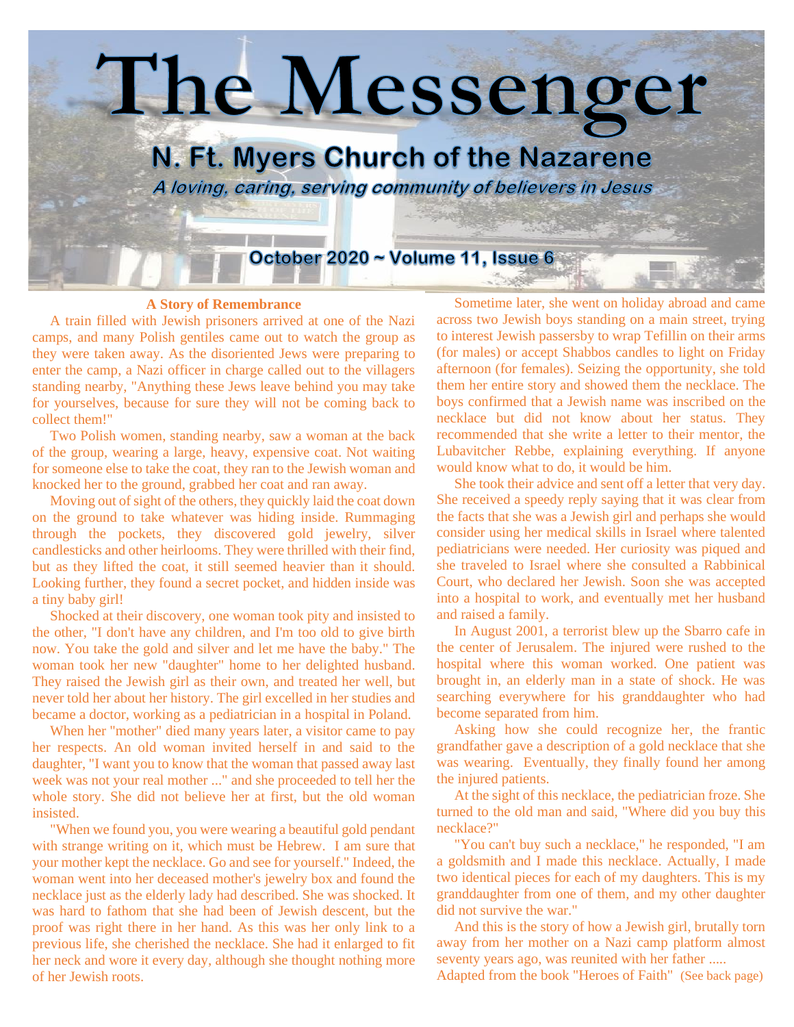# The Messenger

## N. Ft. Myers Church of the Nazarene

*A loving, caring, serving community of believers in Jesus*

**October 2020 ~ Volume 11, Issue 6**

### A Story of Remembrance

A train filled with Jewish prisoners arrived at one of the Nazi camps, and many Polish gentiles came out to watch the group as they were taken away. As the disoriented Jews were preparing to enter the camp, a Nazi officer in charge called out to the villagers standing nearby, "Anything these Jews leave behind you may take for yourselves, because for sure they will not be coming back to collect them!"

Two Polish women, standing nearby, saw a woman at the back of the group, wearing a large, heavy, expensive coat. Not waiting for someone else to take the coat, they ran to the Jewish woman and knocked her to the ground, grabbed her coat and ran away.

Moving out of sight of the others, they quickly laid the coat down on the ground to take whatever was hiding inside. Rummaging through the pockets, they discovered gold jewelry, silver candlesticks and other heirlooms. They were thrilled with their find, but as they lifted the coat, it still seemed heavier than it should. Looking further, they found a secret pocket, and hidden inside was a tiny baby girl!

Shocked at their discovery, one woman took pity and insisted to the other, "I don't have any children, and I'm too old to give birth now. You take the gold and silver and let me have the baby." The woman took her new "daughter" home to her delighted husband. They raised the Jewish girl as their own, and treated her well, but never told her about her history. The girl excelled in her studies and became a doctor, working as a pediatrician in a hospital in Poland.

When her "mother" died many years later, a visitor came to pay her respects. An old woman invited herself in and said to the daughter, "I want you to know that the woman that passed away last week was not your real mother ..." and she proceeded to tell her the whole story. She did not believe her at first, but the old woman insisted.

"When we found you, you were wearing a beautiful gold pendant with strange writing on it, which must be Hebrew. I am sure that your mother kept the necklace. Go and see for yourself." Indeed, the woman went into her deceased mother's jewelry box and found the necklace just as the elderly lady had described. She was shocked. It was hard to fathom that she had been of Jewish descent, but the proof was right there in her hand. As this was her only link to a previous life, she cherished the necklace. She had it enlarged to fit her neck and wore it every day, although she thought nothing more of her Jewish roots.

Sometime later, she went on holiday abroad and came across two Jewish boys standing on a main street, trying to interest Jewish passersby to wrap Tefillin on their arms (for males) or accept Shabbos candles to light on Friday afternoon (for females). Seizing the opportunity, she told them her entire story and showed them the necklace. The boys confirmed that a Jewish name was inscribed on the necklace but did not know about her status. They recommended that she write a letter to their mentor, the Lubavitcher Rebbe, explaining everything. If anyone would know what to do, it would be him.

She took their advice and sent off a letter that very day. She received a speedy reply saying that it was clear from the facts that she was a Jewish girl and perhaps she would consider using her medical skills in Israel where talented pediatricians were needed. Her curiosity was piqued and she traveled to Israel where she consulted a Rabbinical Court, who declared her Jewish. Soon she was accepted into a hospital to work, and eventually met her husband and raised a family.

In August 2001, a terrorist blew up the Sbarro cafe in the center of Jerusalem. The injured were rushed to the hospital where this woman worked. One patient was brought in, an elderly man in a state of shock. He was searching everywhere for his granddaughter who had become separated from him.

Asking how she could recognize her, the frantic grandfather gave a description of a gold necklace that she was wearing. Eventually, they finally found her among the injured patients.

At the sight of this necklace, the pediatrician froze. She turned to the old man and said, "Where did you buy this necklace?"

"You can't buy such a necklace," he responded, "I am a goldsmith and I made this necklace. Actually, I made two identical pieces for each of my daughters. This is my granddaughter from one of them, and my other daughter did not survive the war."

And this is the story of how a Jewish girl, brutally torn away from her mother on a Nazi camp platform almost seventy years ago, was reunited with her father .....

Adapted from the book "Heroes of Faith" (See back page)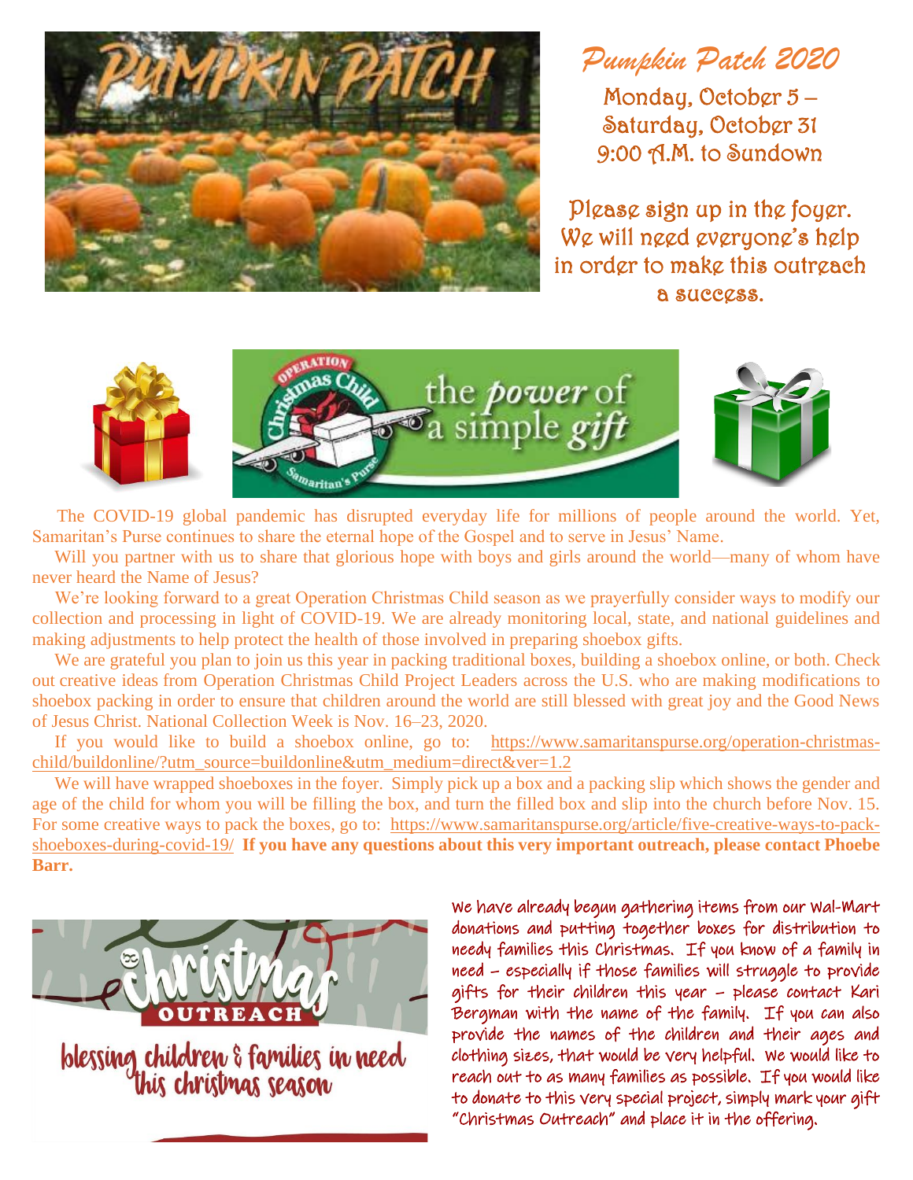## Pumpkin Patch 2020

Monday, October 5 – Saturday, October 31
9:00 A.M. to Sundown

Please sign up in the foyer. We will need everyone's help in order to make this outreach a success.

The COVID-19 global pandemic has disrupted everyday life for millions of people around the world. Yet, Samaritan's Purse continues to share the eternal hope of the Gospel and to serve in Jesus' Name.

Will you partner with us to share that glorious hope with boys and girls around the world—many of whom have never heard the Name of Jesus?

We're looking forward to a great Operation Christmas Child season as we prayerfully consider ways to modify our collection and processing in light of COVID-19. We are already monitoring local, state, and national guidelines and making adjustments to help protect the health of those involved in preparing shoebox gifts.

We are grateful you plan to join us this year in packing traditional boxes, building a shoebox online, or both. Check out creative ideas from Operation Christmas Child Project Leaders across the U.S. who are making modifications to shoebox packing in order to ensure that children around the world are still blessed with great joy and the Good News of Jesus Christ. National Collection Week is Nov. 16–23, 2020.

If you would like to build a shoebox online, go to: https://www.samaritanspurse.org/operation-christmas-child/buildonline/?utm_source=buildonline&utm_medium=direct&ver=1.2

We will have wrapped shoeboxes in the foyer. Simply pick up a box and a packing slip which shows the gender and age of the child for whom you will be filling the box, and turn the filled box and slip into the church before Nov. 15. For some creative ways to pack the boxes, go to: https://www.samaritanspurse.org/article/five-creative-ways-to-pack-shoeboxes-during-covid-19/ **If you have any questions about this very important outreach, please contact Phoebe Barr.**

We have already begun gathering items from our Wal-Mart donations and putting together boxes for distribution to needy families this Christmas. If you know of a family in need – especially if those families will struggle to provide gifts for their children this year – please contact Kari Bergman with the name of the family. If you can also provide the names of the children and their ages and clothing sizes, that would be very helpful. We would like to reach out to as many families as possible. If you would like to donate to this very special project, simply mark your gift "Christmas Outreach" and place it in the offering.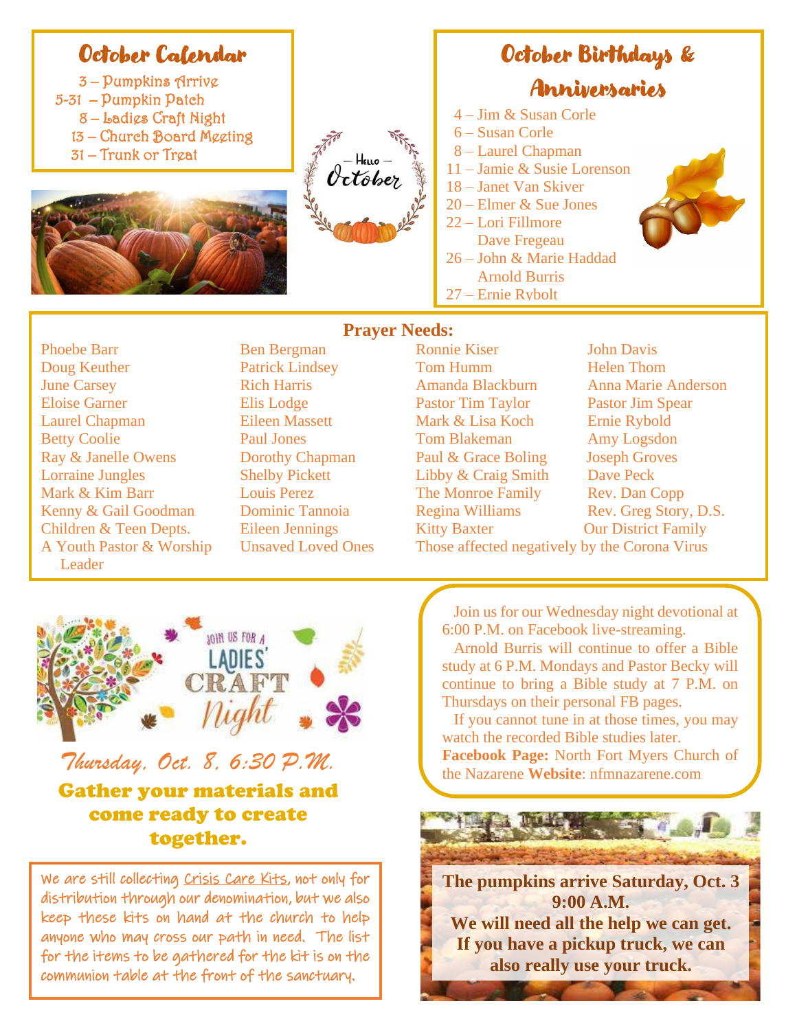## October Calendar

- 3 – Pumpkins Arrive
- 5-31 – Pumpkin Patch
- 8 – Ladies Craft Night
- 13 – Church Board Meeting
- 31 – Trunk or Treat

— Hello — October

## October Birthdays & Anniversaries

- 4 – Jim & Susan Corle
- 6 – Susan Corle
- 8 – Laurel Chapman
- 11 – Jamie & Susie Lorenson
- 18 – Janet Van Skiver
- 20 – Elmer & Sue Jones
- 22 – Lori Fillmore
  Dave Fregeau
- 26 – John & Marie Haddad
  Arnold Burris
- 27 – Ernie Rybolt

## Prayer Needs:

Phoebe Barr
Doug Keuther
June Carsey
Eloise Garner
Laurel Chapman
Betty Coolie
Ray & Janelle Owens
Lorraine Jungles
Mark & Kim Barr
Kenny & Gail Goodman
Children & Teen Depts.
A Youth Pastor & Worship Leader

Ben Bergman
Patrick Lindsey
Rich Harris
Elis Lodge
Eileen Massett
Paul Jones
Dorothy Chapman
Shelby Pickett
Louis Perez
Dominic Tannoia
Eileen Jennings
Unsaved Loved Ones

Ronnie Kiser
Tom Humm
Amanda Blackburn
Pastor Tim Taylor
Mark & Lisa Koch
Tom Blakeman
Paul & Grace Boling
Libby & Craig Smith
The Monroe Family
Regina Williams
Kitty Baxter
Those affected negatively by the Corona Virus

John Davis
Helen Thom
Anna Marie Anderson
Pastor Jim Spear
Ernie Rybold
Amy Logsdon
Joseph Groves
Dave Peck
Rev. Dan Copp
Rev. Greg Story, D.S.
Our District Family

JOIN US FOR A LADIES' CRAFT Night

*Thursday, Oct. 8, 6:30 P.M.*

**Gather your materials and come ready to create together.**

We are still collecting Crisis Care Kits, not only for distribution through our denomination, but we also keep these kits on hand at the church to help anyone who may cross our path in need. The list for the items to be gathered for the kit is on the communion table at the front of the sanctuary.

Join us for our Wednesday night devotional at 6:00 P.M. on Facebook live-streaming.

Arnold Burris will continue to offer a Bible study at 6 P.M. Mondays and Pastor Becky will continue to bring a Bible study at 7 P.M. on Thursdays on their personal FB pages.

If you cannot tune in at those times, you may watch the recorded Bible studies later.

**Facebook Page:** North Fort Myers Church of the Nazarene **Website**: nfmnazarene.com

**The pumpkins arrive Saturday, Oct. 3 9:00 A.M.**
**We will need all the help we can get. If you have a pickup truck, we can also really use your truck.**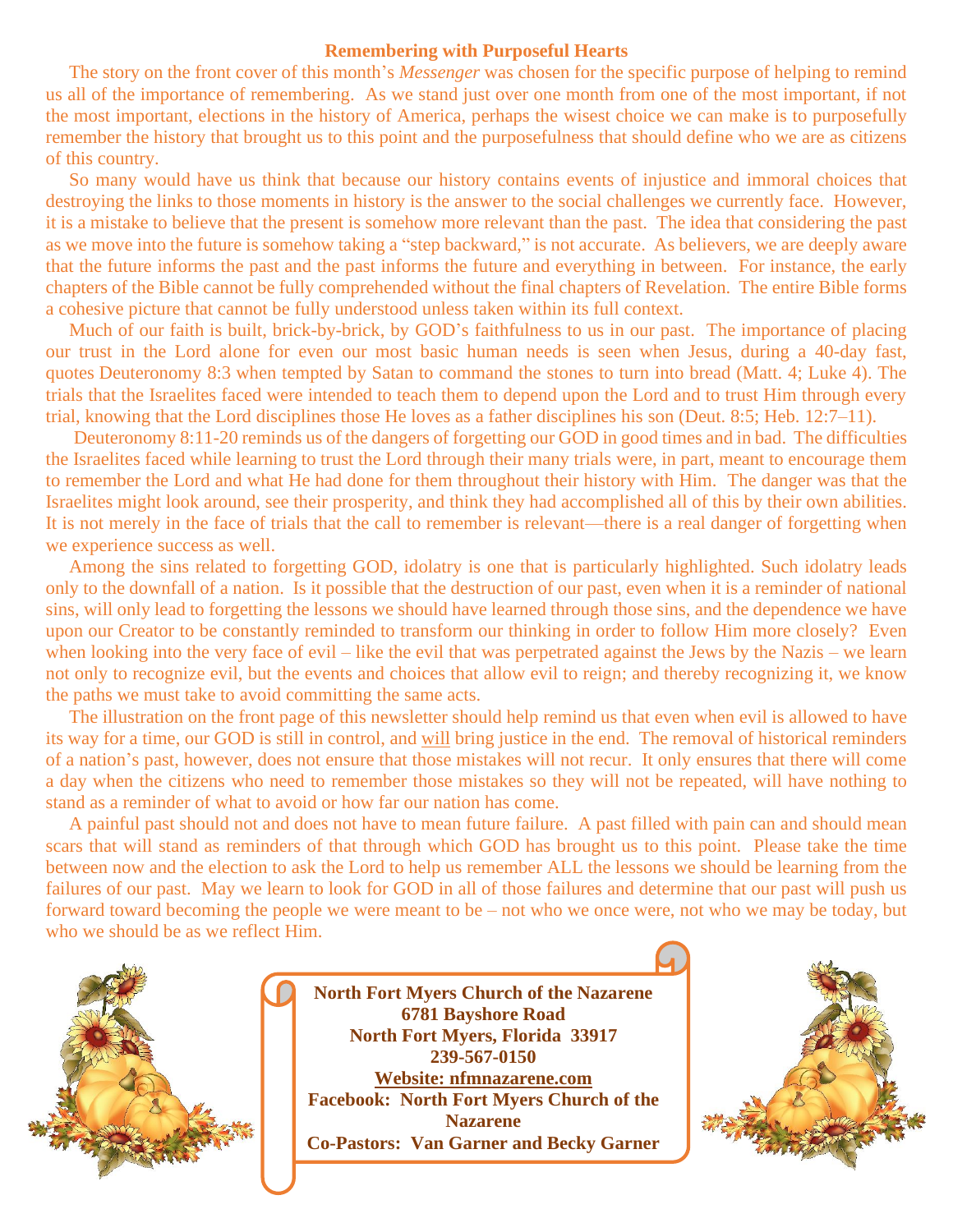## Remembering with Purposeful Hearts

The story on the front cover of this month's *Messenger* was chosen for the specific purpose of helping to remind us all of the importance of remembering. As we stand just over one month from one of the most important, if not the most important, elections in the history of America, perhaps the wisest choice we can make is to purposefully remember the history that brought us to this point and the purposefulness that should define who we are as citizens of this country.

So many would have us think that because our history contains events of injustice and immoral choices that destroying the links to those moments in history is the answer to the social challenges we currently face. However, it is a mistake to believe that the present is somehow more relevant than the past. The idea that considering the past as we move into the future is somehow taking a "step backward," is not accurate. As believers, we are deeply aware that the future informs the past and the past informs the future and everything in between. For instance, the early chapters of the Bible cannot be fully comprehended without the final chapters of Revelation. The entire Bible forms a cohesive picture that cannot be fully understood unless taken within its full context.

Much of our faith is built, brick-by-brick, by GOD's faithfulness to us in our past. The importance of placing our trust in the Lord alone for even our most basic human needs is seen when Jesus, during a 40-day fast, quotes Deuteronomy 8:3 when tempted by Satan to command the stones to turn into bread (Matt. 4; Luke 4). The trials that the Israelites faced were intended to teach them to depend upon the Lord and to trust Him through every trial, knowing that the Lord disciplines those He loves as a father disciplines his son (Deut. 8:5; Heb. 12:7–11).

Deuteronomy 8:11-20 reminds us of the dangers of forgetting our GOD in good times and in bad. The difficulties the Israelites faced while learning to trust the Lord through their many trials were, in part, meant to encourage them to remember the Lord and what He had done for them throughout their history with Him. The danger was that the Israelites might look around, see their prosperity, and think they had accomplished all of this by their own abilities. It is not merely in the face of trials that the call to remember is relevant—there is a real danger of forgetting when we experience success as well.

Among the sins related to forgetting GOD, idolatry is one that is particularly highlighted. Such idolatry leads only to the downfall of a nation. Is it possible that the destruction of our past, even when it is a reminder of national sins, will only lead to forgetting the lessons we should have learned through those sins, and the dependence we have upon our Creator to be constantly reminded to transform our thinking in order to follow Him more closely? Even when looking into the very face of evil – like the evil that was perpetrated against the Jews by the Nazis – we learn not only to recognize evil, but the events and choices that allow evil to reign; and thereby recognizing it, we know the paths we must take to avoid committing the same acts.

The illustration on the front page of this newsletter should help remind us that even when evil is allowed to have its way for a time, our GOD is still in control, and <u>will</u> bring justice in the end. The removal of historical reminders of a nation's past, however, does not ensure that those mistakes will not recur. It only ensures that there will come a day when the citizens who need to remember those mistakes so they will not be repeated, will have nothing to stand as a reminder of what to avoid or how far our nation has come.

A painful past should not and does not have to mean future failure. A past filled with pain can and should mean scars that will stand as reminders of that through which GOD has brought us to this point. Please take the time between now and the election to ask the Lord to help us remember ALL the lessons we should be learning from the failures of our past. May we learn to look for GOD in all of those failures and determine that our past will push us forward toward becoming the people we were meant to be – not who we once were, not who we may be today, but who we should be as we reflect Him.

**North Fort Myers Church of the Nazarene**
**6781 Bayshore Road**
**North Fort Myers, Florida 33917**
**239-567-0150**
**<u>Website: nfmnazarene.com</u>**
**Facebook: North Fort Myers Church of the Nazarene**
**Co-Pastors: Van Garner and Becky Garner**